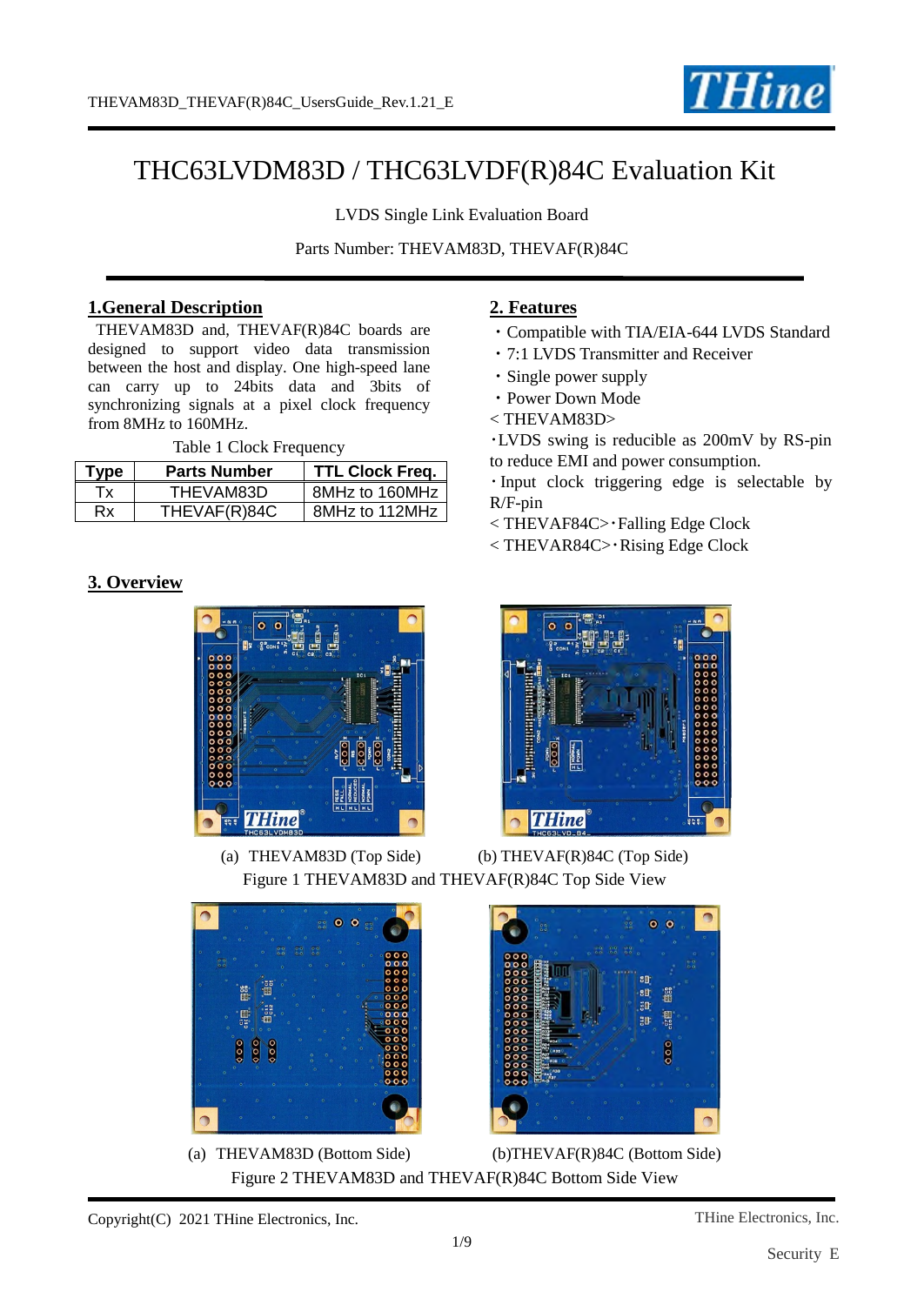# THC63LVDM83D / THC63LVDF(R)84C Evaluation Kit

LVDS Single Link Evaluation Board

Parts Number: THEVAM83D, THEVAF(R)84C

## 1.General Description

THEVAM83D and, THEVAF(R)84C boards are designed to support video data transmission between the host and display. One high-speed lane can carry up to 24bits data and 3bits of synchronizing signals at a pixel clock frequency from 8MHz to 160MHz.

Table 1 Clock Frequency

| Type | Parts Number | TTL Clock Freq. |
|---|---|---|
| Tx | THEVAM83D | 8MHz to 160MHz |
| Rx | THEVAF(R)84C | 8MHz to 112MHz |

## 2. Features

- Compatible with TIA/EIA-644 LVDS Standard
- 7:1 LVDS Transmitter and Receiver
- Single power supply
- Power Down Mode

< THEVAM83D>

・LVDS swing is reducible as 200mV by RS-pin to reduce EMI and power consumption.

・Input clock triggering edge is selectable by R/F-pin

< THEVAF84C>・Falling Edge Clock

< THEVAR84C>・Rising Edge Clock

## 3. Overview

(a) THEVAM83D (Top Side) (b) THEVAF(R)84C (Top Side)

Figure 1 THEVAM83D and THEVAF(R)84C Top Side View

(a) THEVAM83D (Bottom Side) (b)THEVAF(R)84C (Bottom Side)

Figure 2 THEVAM83D and THEVAF(R)84C Bottom Side View

Copyright(C) 2021 THine Electronics, Inc.

THine Electronics, Inc.

Security E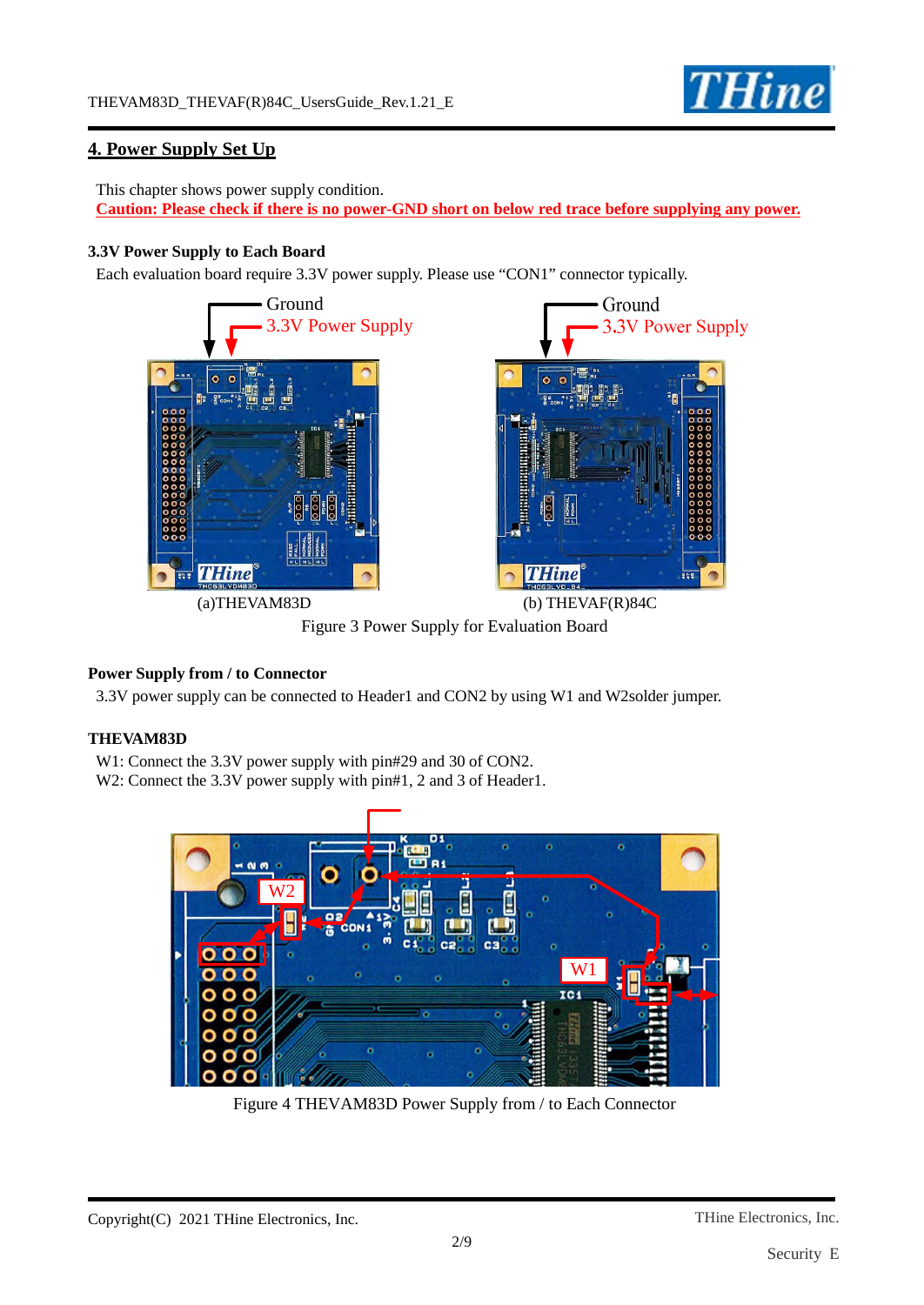## 4. Power Supply Set Up

This chapter shows power supply condition.
**Caution: Please check if there is no power-GND short on below red trace before supplying any power.**

### 3.3V Power Supply to Each Board

Each evaluation board require 3.3V power supply. Please use "CON1" connector typically.

(a)THEVAM83D (b) THEVAF(R)84C

Figure 3 Power Supply for Evaluation Board

### Power Supply from / to Connector

3.3V power supply can be connected to Header1 and CON2 by using W1 and W2solder jumper.

### THEVAM83D

W1: Connect the 3.3V power supply with pin#29 and 30 of CON2.
W2: Connect the 3.3V power supply with pin#1, 2 and 3 of Header1.

Figure 4 THEVAM83D Power Supply from / to Each Connector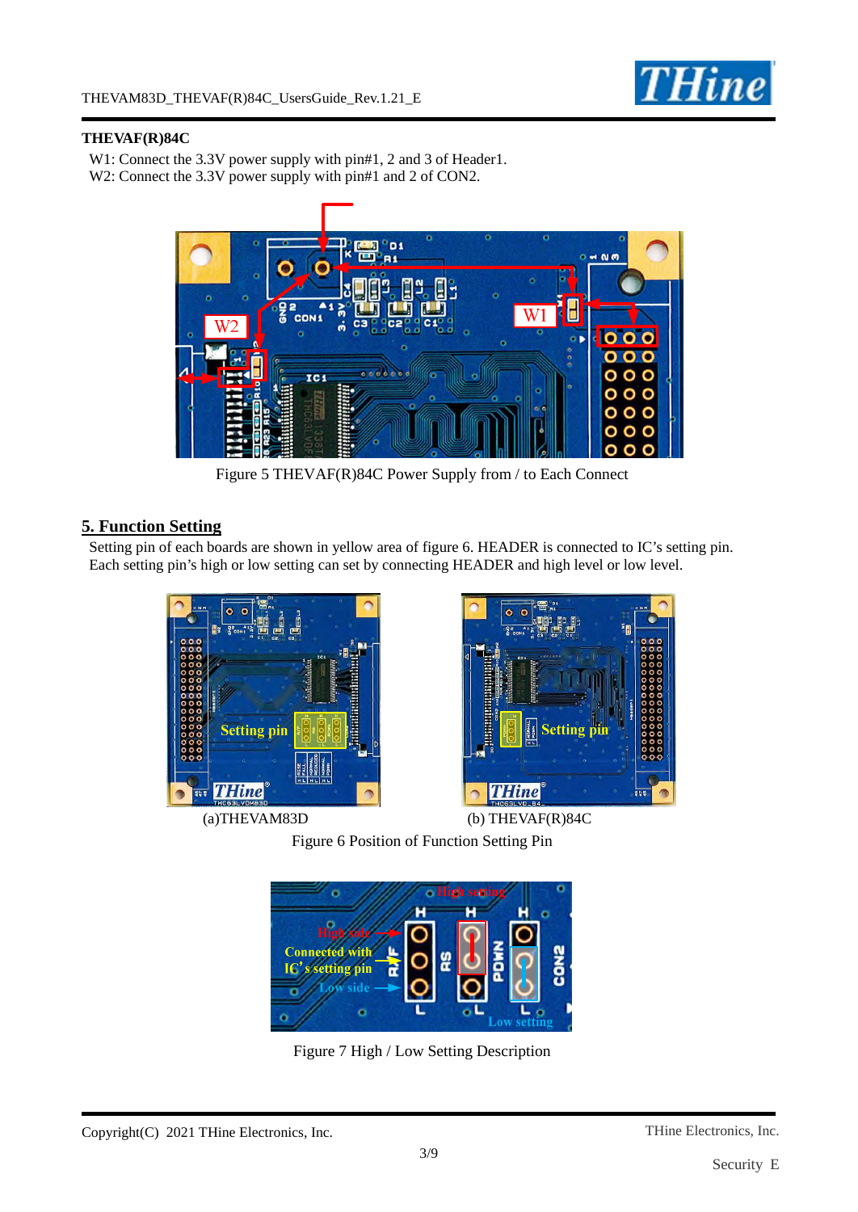**THEVAF(R)84C**

W1: Connect the 3.3V power supply with pin#1, 2 and 3 of Header1.
W2: Connect the 3.3V power supply with pin#1 and 2 of CON2.

Figure 5 THEVAF(R)84C Power Supply from / to Each Connect

## 5. Function Setting

Setting pin of each boards are shown in yellow area of figure 6. HEADER is connected to IC's setting pin. Each setting pin's high or low setting can set by connecting HEADER and high level or low level.

(a)THEVAM83D (b) THEVAF(R)84C

Figure 6 Position of Function Setting Pin

Figure 7 High / Low Setting Description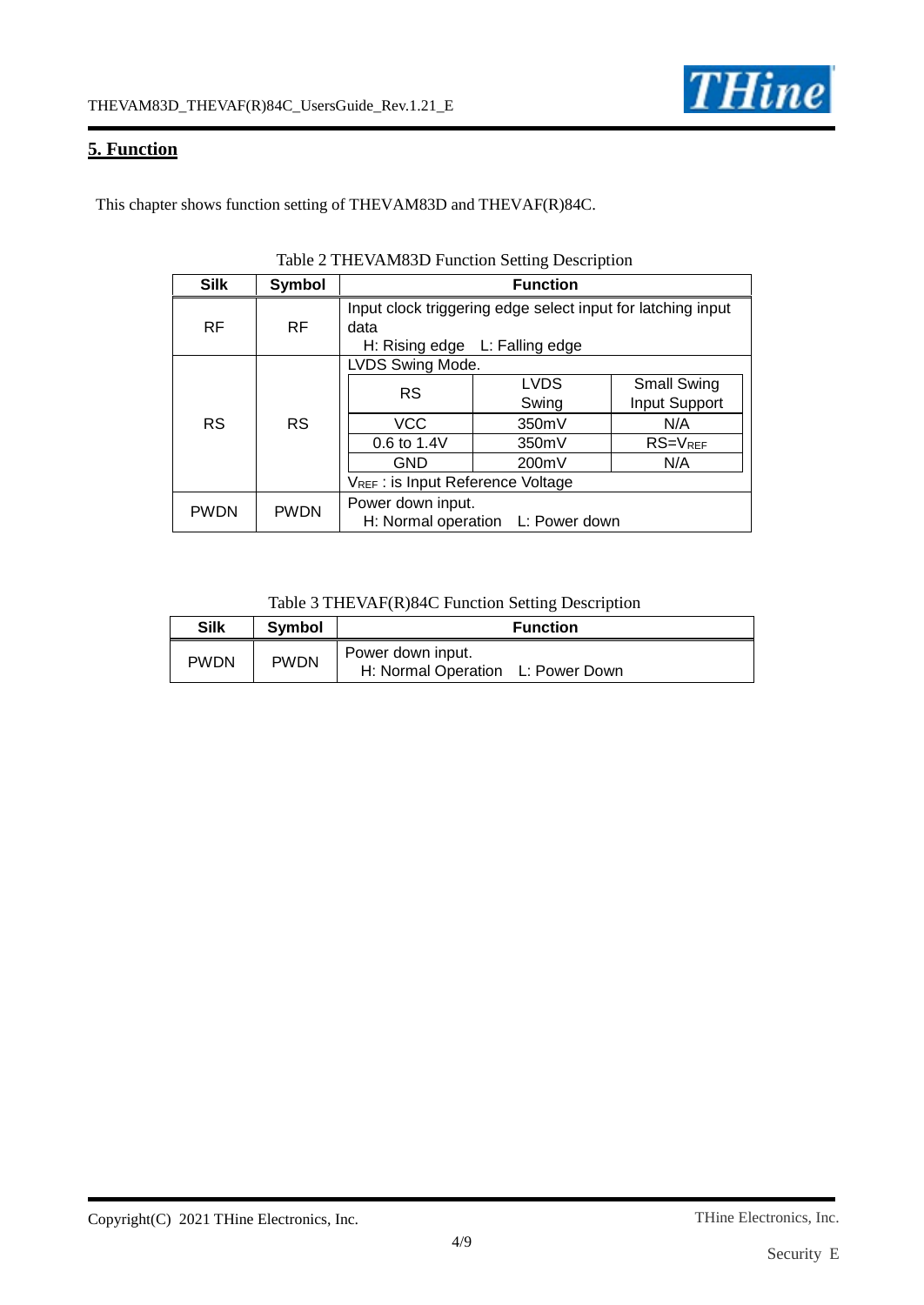## 5. Function

This chapter shows function setting of THEVAM83D and THEVAF(R)84C.

Table 2 THEVAM83D Function Setting Description

| Silk | Symbol | Function | | |
|---|---|---|---|---|
| RF | RF | Input clock triggering edge select input for latching input data<br>H: Rising edge L: Falling edge | | |
| RS | RS | LVDS Swing Mode. | | |
| | | RS | LVDS Swing | Small Swing Input Support |
| | | VCC | 350mV | N/A |
| | | 0.6 to 1.4V | 350mV | RS=$V_{REF}$ |
| | | GND | 200mV | N/A |
| | | $V_{REF}$ : is Input Reference Voltage | | |
| PWDN | PWDN | Power down input.<br>H: Normal operation L: Power down | | |

Table 3 THEVAF(R)84C Function Setting Description

| Silk | Symbol | Function |
|---|---|---|
| PWDN | PWDN | Power down input.<br>H: Normal Operation L: Power Down |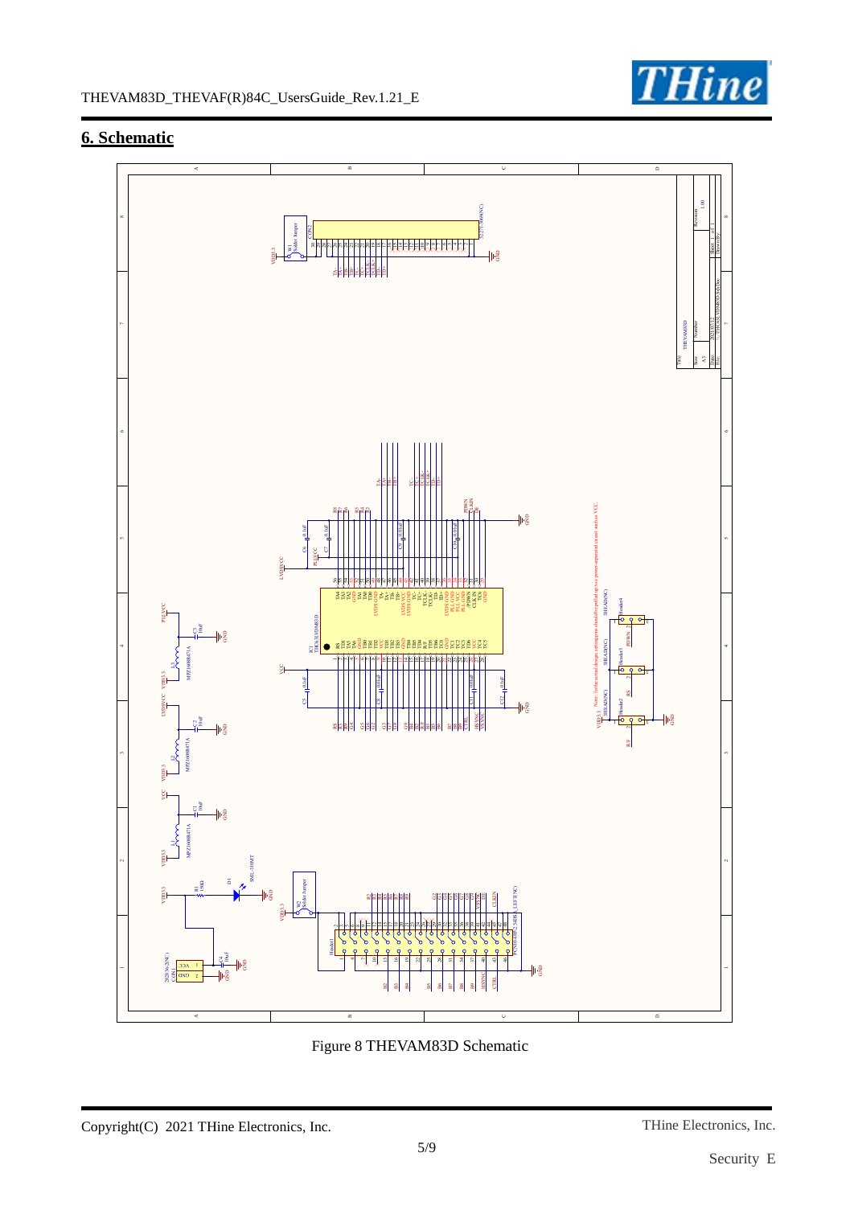## 6. Schematic

Figure 8 THEVAM83D Schematic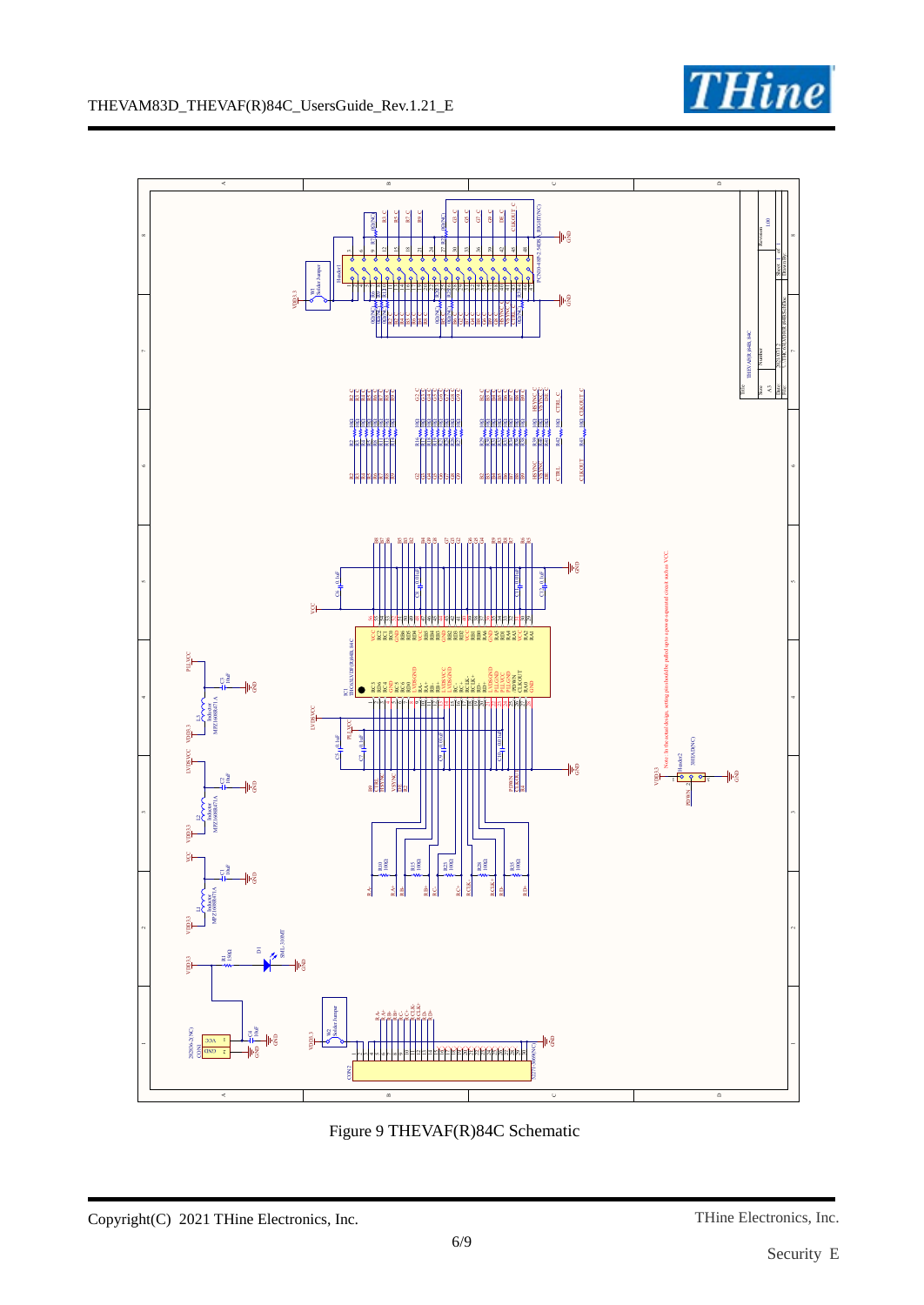Figure 9 THEVAF(R)84C Schematic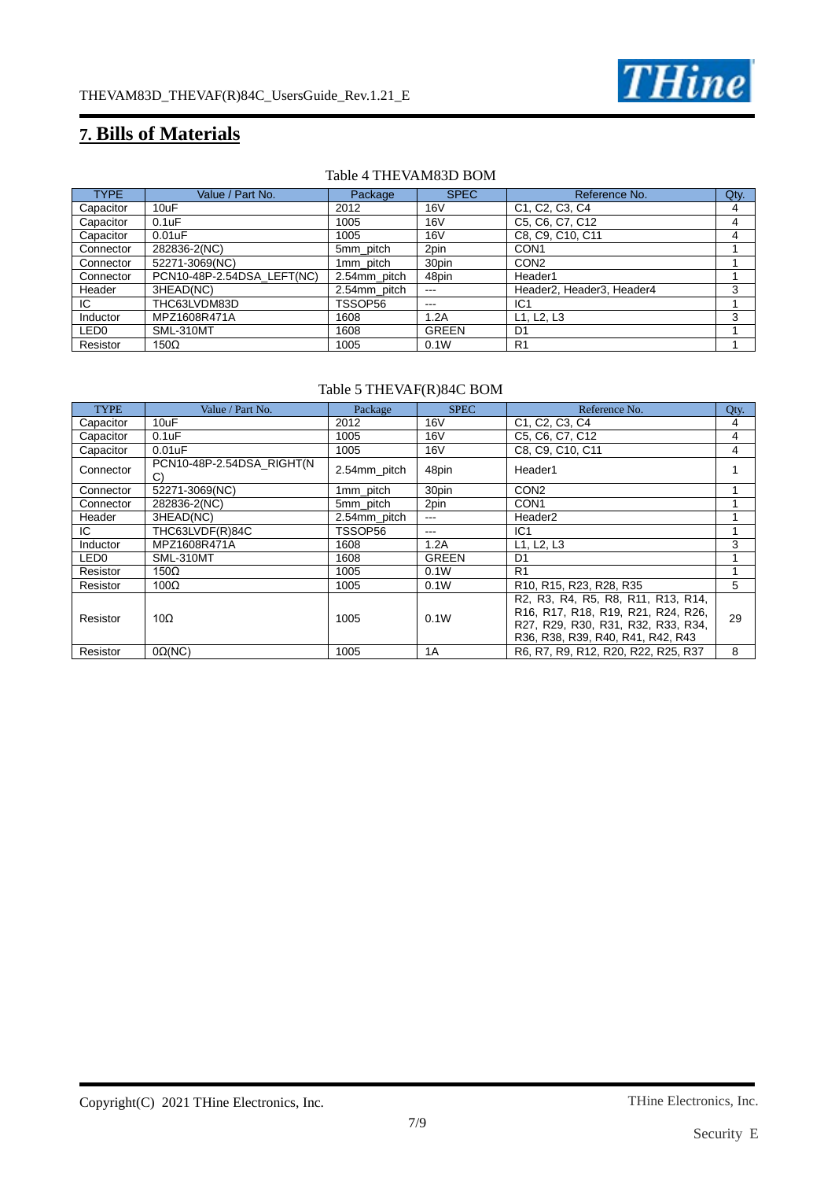# 7. Bills of Materials

Table 4 THEVAM83D BOM

| TYPE | Value / Part No. | Package | SPEC | Reference No. | Qty. |
|---|---|---|---|---|---|
| Capacitor | 10uF | 2012 | 16V | C1, C2, C3, C4 | 4 |
| Capacitor | 0.1uF | 1005 | 16V | C5, C6, C7, C12 | 4 |
| Capacitor | 0.01uF | 1005 | 16V | C8, C9, C10, C11 | 4 |
| Connector | 282836-2(NC) | 5mm_pitch | 2pin | CON1 | 1 |
| Connector | 52271-3069(NC) | 1mm_pitch | 30pin | CON2 | 1 |
| Connector | PCN10-48P-2.54DSA_LEFT(NC) | 2.54mm_pitch | 48pin | Header1 | 1 |
| Header | 3HEAD(NC) | 2.54mm_pitch | --- | Header2, Header3, Header4 | 3 |
| IC | THC63LVDM83D | TSSOP56 | --- | IC1 | 1 |
| Inductor | MPZ1608R471A | 1608 | 1.2A | L1, L2, L3 | 3 |
| LED0 | SML-310MT | 1608 | GREEN | D1 | 1 |
| Resistor | 150Ω | 1005 | 0.1W | R1 | 1 |

Table 5 THEVAF(R)84C BOM

| TYPE | Value / Part No. | Package | SPEC | Reference No. | Qty. |
|---|---|---|---|---|---|
| Capacitor | 10uF | 2012 | 16V | C1, C2, C3, C4 | 4 |
| Capacitor | 0.1uF | 1005 | 16V | C5, C6, C7, C12 | 4 |
| Capacitor | 0.01uF | 1005 | 16V | C8, C9, C10, C11 | 4 |
| Connector | PCN10-48P-2.54DSA_RIGHT(NC) | 2.54mm_pitch | 48pin | Header1 | 1 |
| Connector | 52271-3069(NC) | 1mm_pitch | 30pin | CON2 | 1 |
| Connector | 282836-2(NC) | 5mm_pitch | 2pin | CON1 | 1 |
| Header | 3HEAD(NC) | 2.54mm_pitch | --- | Header2 | 1 |
| IC | THC63LVDF(R)84C | TSSOP56 | --- | IC1 | 1 |
| Inductor | MPZ1608R471A | 1608 | 1.2A | L1, L2, L3 | 3 |
| LED0 | SML-310MT | 1608 | GREEN | D1 | 1 |
| Resistor | 150Ω | 1005 | 0.1W | R1 | 1 |
| Resistor | 100Ω | 1005 | 0.1W | R10, R15, R23, R28, R35 | 5 |
| Resistor | 10Ω | 1005 | 0.1W | R2, R3, R4, R5, R8, R11, R13, R14, R16, R17, R18, R19, R21, R24, R26, R27, R29, R30, R31, R32, R33, R34, R36, R38, R39, R40, R41, R42, R43 | 29 |
| Resistor | 0Ω(NC) | 1005 | 1A | R6, R7, R9, R12, R20, R22, R25, R37 | 8 |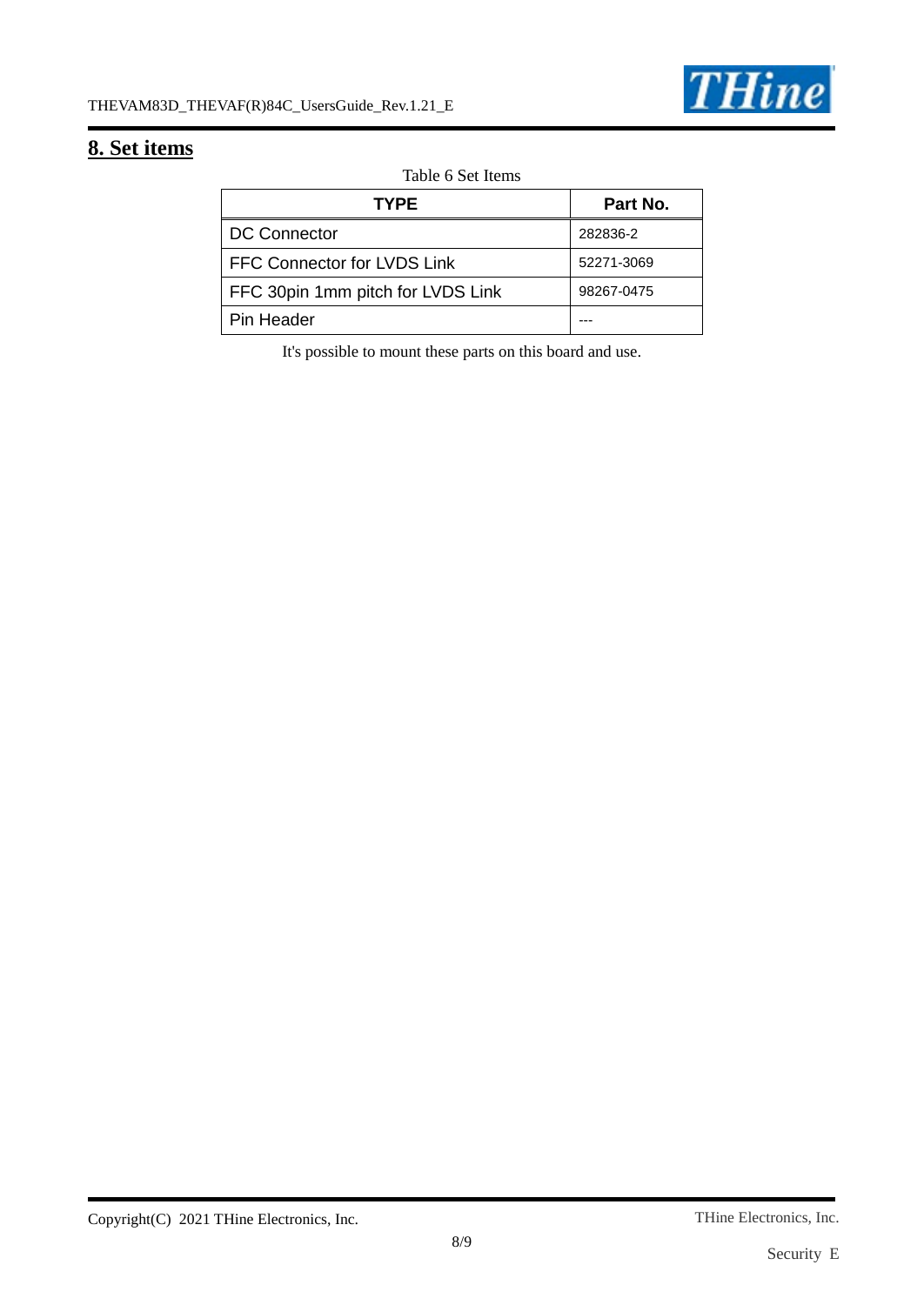## 8. Set items

Table 6 Set Items

| TYPE | Part No. |
| --- | --- |
| DC Connector | 282836-2 |
| FFC Connector for LVDS Link | 52271-3069 |
| FFC 30pin 1mm pitch for LVDS Link | 98267-0475 |
| Pin Header | --- |

It's possible to mount these parts on this board and use.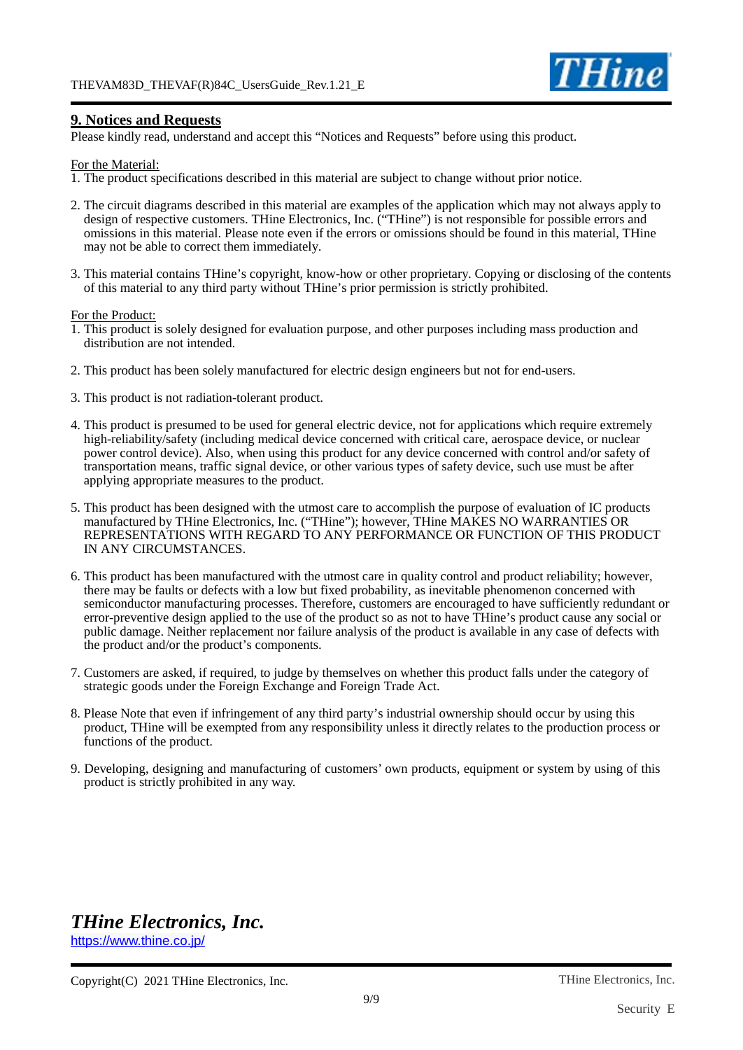## 9. Notices and Requests

Please kindly read, understand and accept this "Notices and Requests" before using this product.

For the Material:

1. The product specifications described in this material are subject to change without prior notice.

2. The circuit diagrams described in this material are examples of the application which may not always apply to design of respective customers. THine Electronics, Inc. ("THine") is not responsible for possible errors and omissions in this material. Please note even if the errors or omissions should be found in this material, THine may not be able to correct them immediately.

3. This material contains THine's copyright, know-how or other proprietary. Copying or disclosing of the contents of this material to any third party without THine's prior permission is strictly prohibited.

For the Product:

1. This product is solely designed for evaluation purpose, and other purposes including mass production and distribution are not intended.

2. This product has been solely manufactured for electric design engineers but not for end-users.

3. This product is not radiation-tolerant product.

4. This product is presumed to be used for general electric device, not for applications which require extremely high-reliability/safety (including medical device concerned with critical care, aerospace device, or nuclear power control device). Also, when using this product for any device concerned with control and/or safety of transportation means, traffic signal device, or other various types of safety device, such use must be after applying appropriate measures to the product.

5. This product has been designed with the utmost care to accomplish the purpose of evaluation of IC products manufactured by THine Electronics, Inc. ("THine"); however, THine MAKES NO WARRANTIES OR REPRESENTATIONS WITH REGARD TO ANY PERFORMANCE OR FUNCTION OF THIS PRODUCT IN ANY CIRCUMSTANCES.

6. This product has been manufactured with the utmost care in quality control and product reliability; however, there may be faults or defects with a low but fixed probability, as inevitable phenomenon concerned with semiconductor manufacturing processes. Therefore, customers are encouraged to have sufficiently redundant or error-preventive design applied to the use of the product so as not to have THine's product cause any social or public damage. Neither replacement nor failure analysis of the product is available in any case of defects with the product and/or the product's components.

7. Customers are asked, if required, to judge by themselves on whether this product falls under the category of strategic goods under the Foreign Exchange and Foreign Trade Act.

8. Please Note that even if infringement of any third party's industrial ownership should occur by using this product, THine will be exempted from any responsibility unless it directly relates to the production process or functions of the product.

9. Developing, designing and manufacturing of customers' own products, equipment or system by using of this product is strictly prohibited in any way.

***THine Electronics, Inc.***

https://www.thine.co.jp/